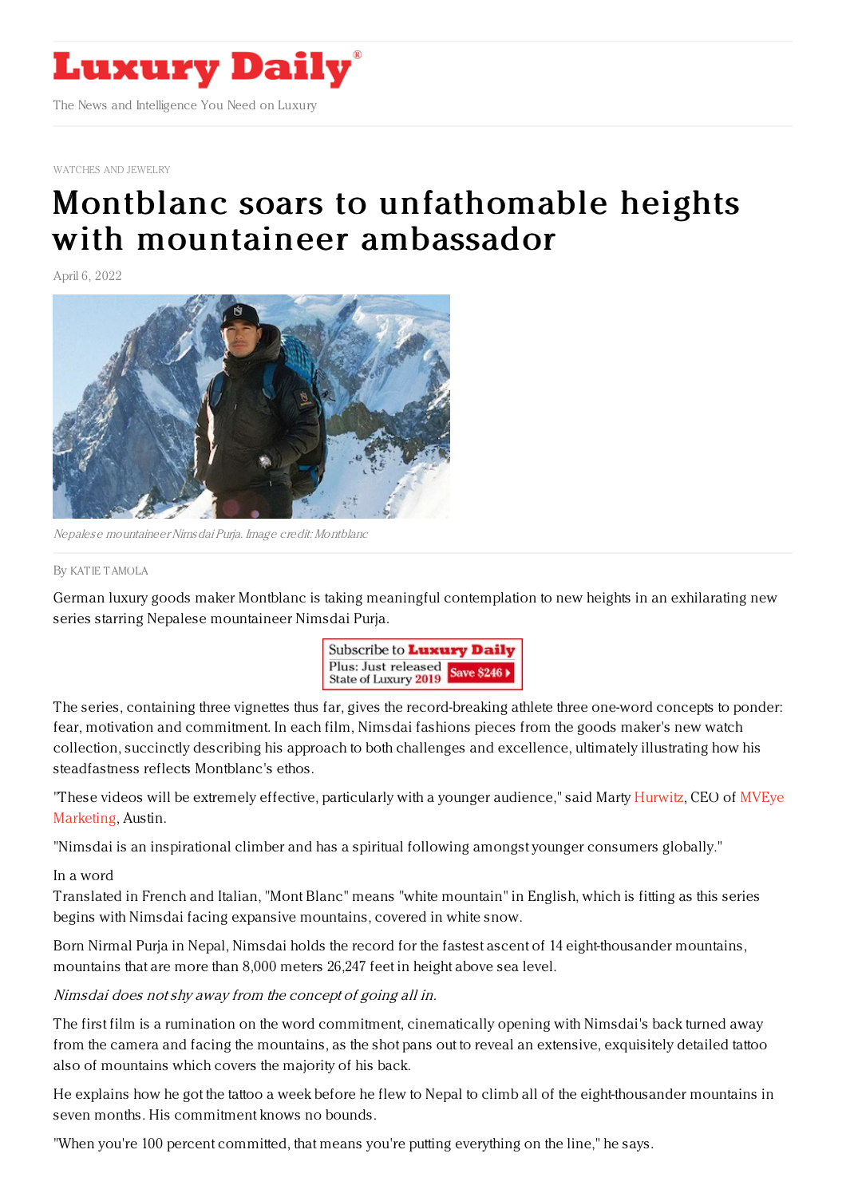WATCHES AND JEWELRY

# Montblanc soars to unfathomable heights with mountaineer ambassador

April 6, 2022

Nepalese mountaineer Nimsdai Purja. Image credit: Montblanc

By KATIE TAMOLA

German luxury goods maker Montblanc is taking meaningful contemplation to new heights in an exhilarating new series starring Nepalese mountaineer Nimsdai Purja.

The series, containing three vignettes thus far, gives the record-breaking athlete three one-word concepts to ponder: fear, motivation and commitment. In each film, Nimsdai fashions pieces from the goods maker's new watch collection, succinctly describing his approach to both challenges and excellence, ultimately illustrating how his steadfastness reflects Montblanc's ethos.

"These videos will be extremely effective, particularly with a younger audience," said Marty Hurwitz, CEO of MVEye Marketing, Austin.

"Nimsdai is an inspirational climber and has a spiritual following amongst younger consumers globally."

In a word

Translated in French and Italian, "Mont Blanc" means "white mountain" in English, which is fitting as this series begins with Nimsdai facing expansive mountains, covered in white snow.

Born Nirmal Purja in Nepal, Nimsdai holds the record for the fastest ascent of 14 eight-thousander mountains, mountains that are more than 8,000 meters 26,247 feet in height above sea level.

*Nimsdai does not shy away from the concept of going all in.*

The first film is a rumination on the word commitment, cinematically opening with Nimsdai's back turned away from the camera and facing the mountains, as the shot pans out to reveal an extensive, exquisitely detailed tattoo also of mountains which covers the majority of his back.

He explains how he got the tattoo a week before he flew to Nepal to climb all of the eight-thousander mountains in seven months. His commitment knows no bounds.

"When you're 100 percent committed, that means you're putting everything on the line," he says.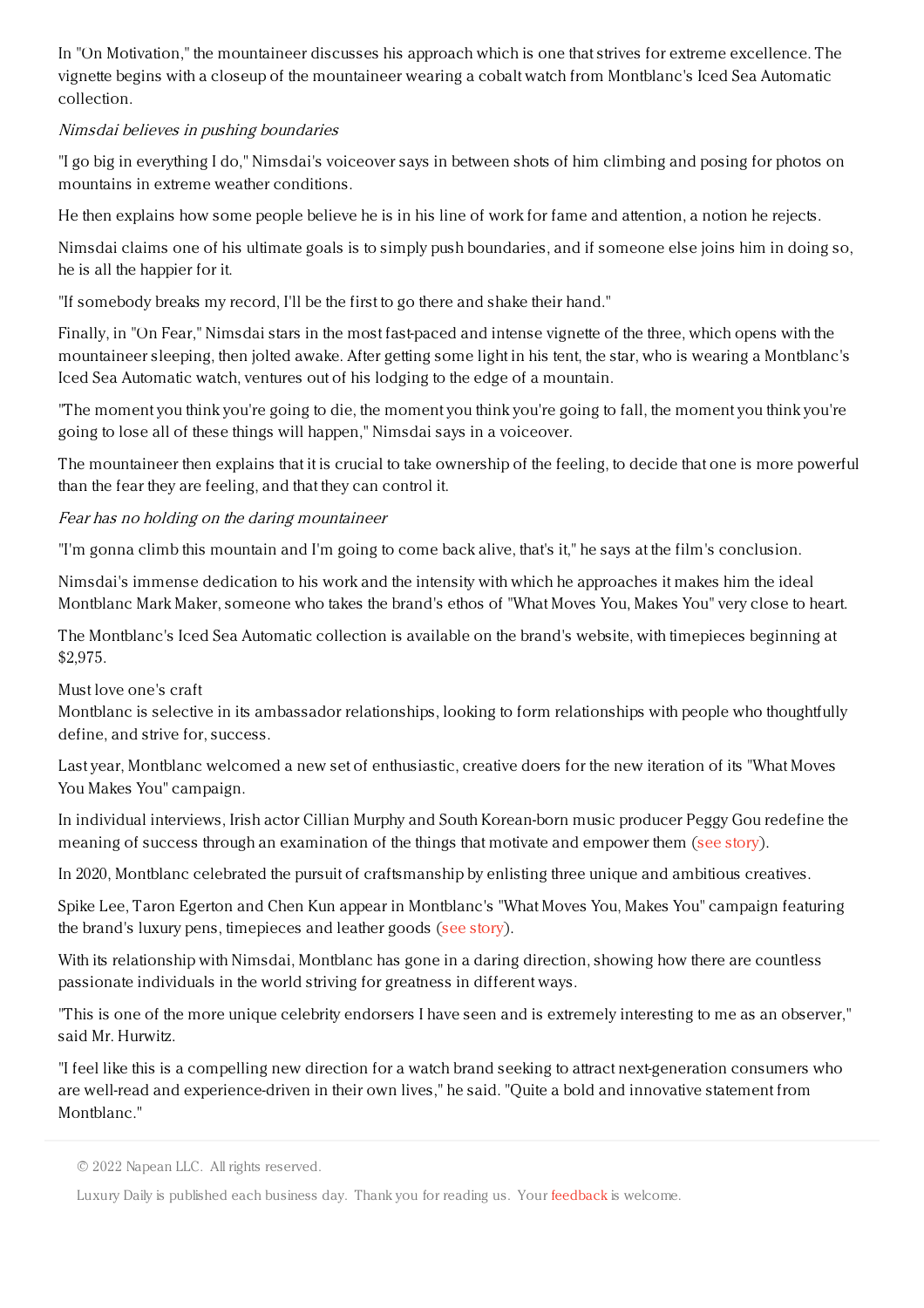In "On Motivation," the mountaineer discusses his approach which is one that strives for extreme excellence. The vignette begins with a closeup of the mountaineer wearing a cobalt watch from Montblanc's Iced Sea Automatic collection.

*Nimsdai believes in pushing boundaries*

"I go big in everything I do," Nimsdai's voiceover says in between shots of him climbing and posing for photos on mountains in extreme weather conditions.

He then explains how some people believe he is in his line of work for fame and attention, a notion he rejects.

Nimsdai claims one of his ultimate goals is to simply push boundaries, and if someone else joins him in doing so, he is all the happier for it.

"If somebody breaks my record, I'll be the first to go there and shake their hand."

Finally, in "On Fear," Nimsdai stars in the most fast-paced and intense vignette of the three, which opens with the mountaineer sleeping, then jolted awake. After getting some light in his tent, the star, who is wearing a Montblanc's Iced Sea Automatic watch, ventures out of his lodging to the edge of a mountain.

"The moment you think you're going to die, the moment you think you're going to fall, the moment you think you're going to lose all of these things will happen," Nimsdai says in a voiceover.

The mountaineer then explains that it is crucial to take ownership of the feeling, to decide that one is more powerful than the fear they are feeling, and that they can control it.

*Fear has no holding on the daring mountaineer*

"I'm gonna climb this mountain and I'm going to come back alive, that's it," he says at the film's conclusion.

Nimsdai's immense dedication to his work and the intensity with which he approaches it makes him the ideal Montblanc Mark Maker, someone who takes the brand's ethos of "What Moves You, Makes You" very close to heart.

The Montblanc's Iced Sea Automatic collection is available on the brand's website, with timepieces beginning at $2,975.

Must love one's craft

Montblanc is selective in its ambassador relationships, looking to form relationships with people who thoughtfully define, and strive for, success.

Last year, Montblanc welcomed a new set of enthusiastic, creative doers for the new iteration of its "What Moves You Makes You" campaign.

In individual interviews, Irish actor Cillian Murphy and South Korean-born music producer Peggy Gou redefine the meaning of success through an examination of the things that motivate and empower them (see story).

In 2020, Montblanc celebrated the pursuit of craftsmanship by enlisting three unique and ambitious creatives.

Spike Lee, Taron Egerton and Chen Kun appear in Montblanc's "What Moves You, Makes You" campaign featuring the brand's luxury pens, timepieces and leather goods (see story).

With its relationship with Nimsdai, Montblanc has gone in a daring direction, showing how there are countless passionate individuals in the world striving for greatness in different ways.

"This is one of the more unique celebrity endorsers I have seen and is extremely interesting to me as an observer," said Mr. Hurwitz.

"I feel like this is a compelling new direction for a watch brand seeking to attract next-generation consumers who are well-read and experience-driven in their own lives," he said. "Quite a bold and innovative statement from Montblanc."

© 2022 Napean LLC. All rights reserved.

Luxury Daily is published each business day. Thank you for reading us. Your feedback is welcome.